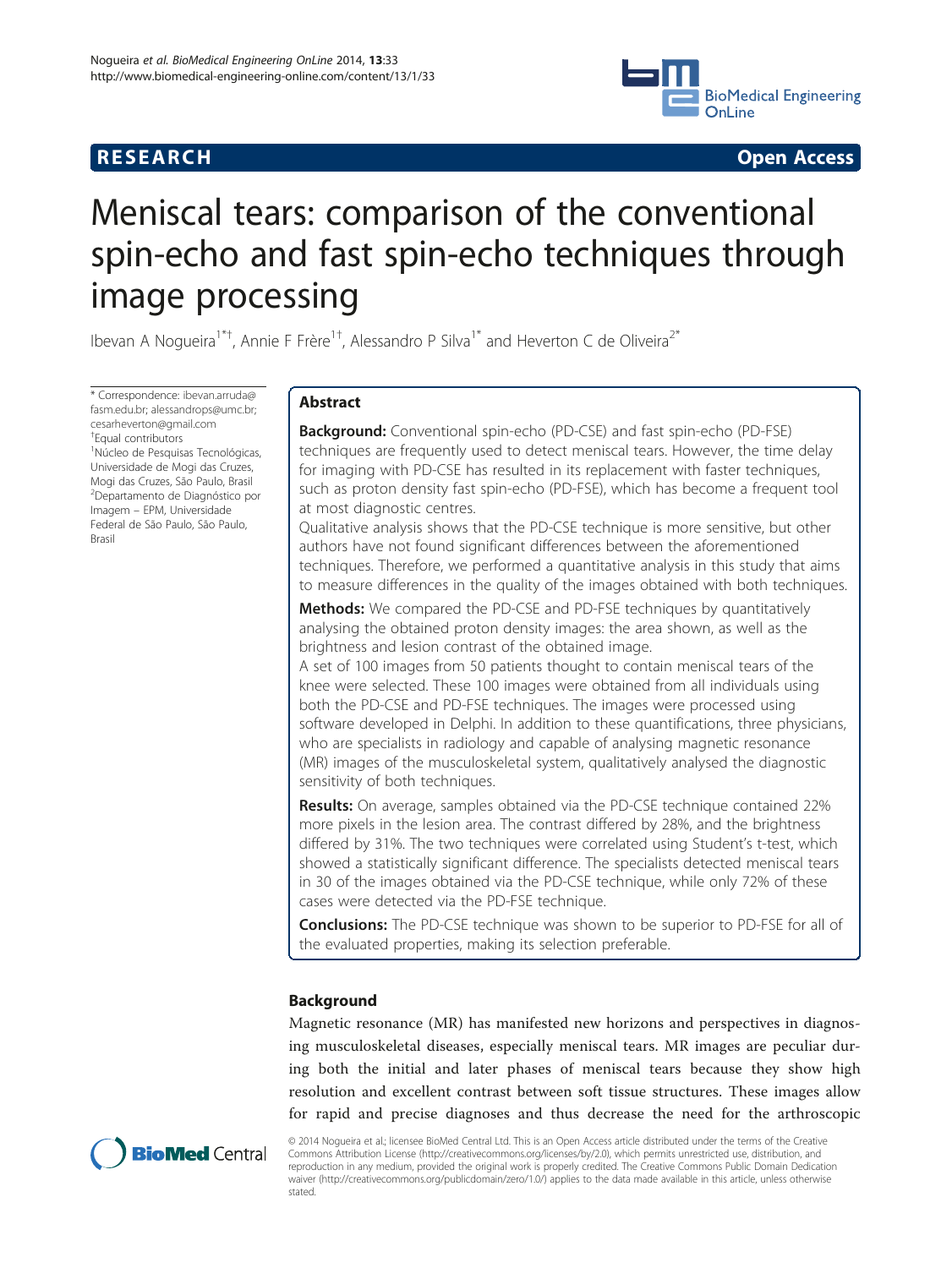RESEARCH Open Access

# Meniscal tears: comparison of the conventional spin-echo and fast spin-echo techniques through image processing

Ibevan A Nogueira[1*†], Annie F Frère[1†], Alessandro P Silva[1*] and Heverton C de Oliveira[2*]

\* Correspondence: ibevan.arruda@fasm.edu.br; alessandrops@umc.br; cesarheverton@gmail.com
†Equal contributors
[1]Núcleo de Pesquisas Tecnológicas, Universidade de Mogi das Cruzes, Mogi das Cruzes, São Paulo, Brasil
[2]Departamento de Diagnóstico por Imagem – EPM, Universidade Federal de São Paulo, São Paulo, Brasil

## Abstract

**Background:** Conventional spin-echo (PD-CSE) and fast spin-echo (PD-FSE) techniques are frequently used to detect meniscal tears. However, the time delay for imaging with PD-CSE has resulted in its replacement with faster techniques, such as proton density fast spin-echo (PD-FSE), which has become a frequent tool at most diagnostic centres.

Qualitative analysis shows that the PD-CSE technique is more sensitive, but other authors have not found significant differences between the aforementioned techniques. Therefore, we performed a quantitative analysis in this study that aims to measure differences in the quality of the images obtained with both techniques.

**Methods:** We compared the PD-CSE and PD-FSE techniques by quantitatively analysing the obtained proton density images: the area shown, as well as the brightness and lesion contrast of the obtained image.

A set of 100 images from 50 patients thought to contain meniscal tears of the knee were selected. These 100 images were obtained from all individuals using both the PD-CSE and PD-FSE techniques. The images were processed using software developed in Delphi. In addition to these quantifications, three physicians, who are specialists in radiology and capable of analysing magnetic resonance (MR) images of the musculoskeletal system, qualitatively analysed the diagnostic sensitivity of both techniques.

**Results:** On average, samples obtained via the PD-CSE technique contained 22% more pixels in the lesion area. The contrast differed by 28%, and the brightness differed by 31%. The two techniques were correlated using Student's t-test, which showed a statistically significant difference. The specialists detected meniscal tears in 30 of the images obtained via the PD-CSE technique, while only 72% of these cases were detected via the PD-FSE technique.

**Conclusions:** The PD-CSE technique was shown to be superior to PD-FSE for all of the evaluated properties, making its selection preferable.

## Background

Magnetic resonance (MR) has manifested new horizons and perspectives in diagnosing musculoskeletal diseases, especially meniscal tears. MR images are peculiar during both the initial and later phases of meniscal tears because they show high resolution and excellent contrast between soft tissue structures. These images allow for rapid and precise diagnoses and thus decrease the need for the arthroscopic

© 2014 Nogueira et al.; licensee BioMed Central Ltd. This is an Open Access article distributed under the terms of the Creative Commons Attribution License (http://creativecommons.org/licenses/by/2.0), which permits unrestricted use, distribution, and reproduction in any medium, provided the original work is properly credited. The Creative Commons Public Domain Dedication waiver (http://creativecommons.org/publicdomain/zero/1.0/) applies to the data made available in this article, unless otherwise stated.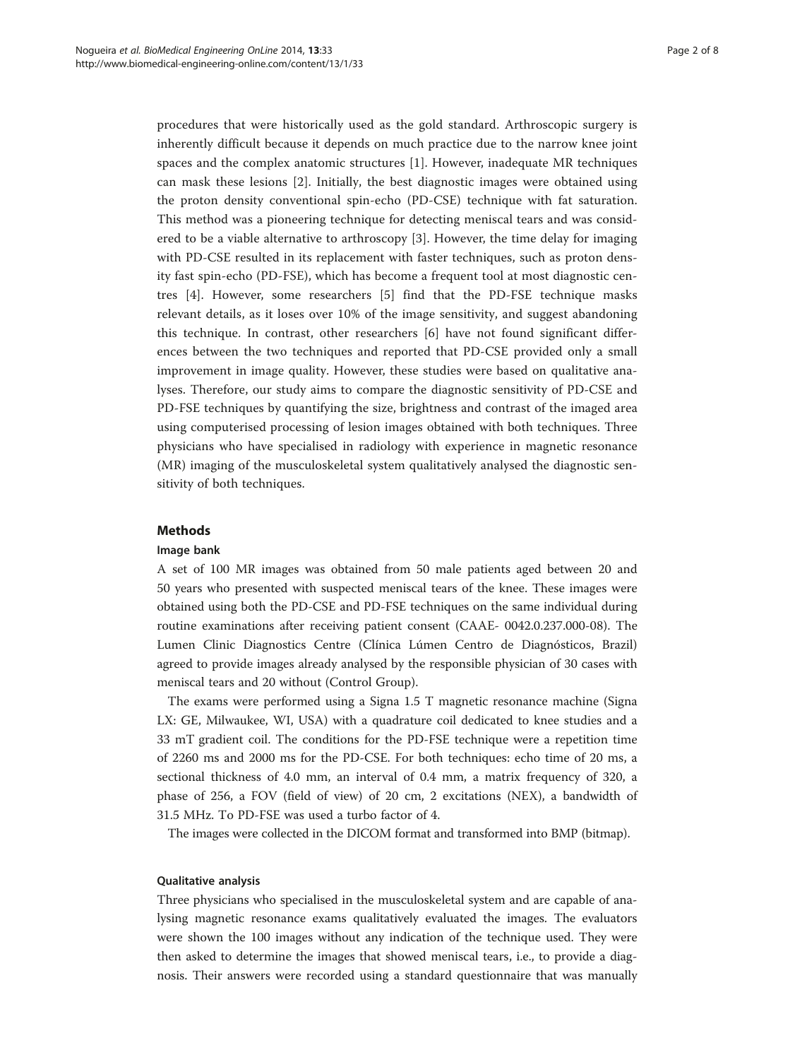procedures that were historically used as the gold standard. Arthroscopic surgery is inherently difficult because it depends on much practice due to the narrow knee joint spaces and the complex anatomic structures [1]. However, inadequate MR techniques can mask these lesions [2]. Initially, the best diagnostic images were obtained using the proton density conventional spin-echo (PD-CSE) technique with fat saturation. This method was a pioneering technique for detecting meniscal tears and was considered to be a viable alternative to arthroscopy [3]. However, the time delay for imaging with PD-CSE resulted in its replacement with faster techniques, such as proton density fast spin-echo (PD-FSE), which has become a frequent tool at most diagnostic centres [4]. However, some researchers [5] find that the PD-FSE technique masks relevant details, as it loses over 10% of the image sensitivity, and suggest abandoning this technique. In contrast, other researchers [6] have not found significant differences between the two techniques and reported that PD-CSE provided only a small improvement in image quality. However, these studies were based on qualitative analyses. Therefore, our study aims to compare the diagnostic sensitivity of PD-CSE and PD-FSE techniques by quantifying the size, brightness and contrast of the imaged area using computerised processing of lesion images obtained with both techniques. Three physicians who have specialised in radiology with experience in magnetic resonance (MR) imaging of the musculoskeletal system qualitatively analysed the diagnostic sensitivity of both techniques.

## Methods

### Image bank

A set of 100 MR images was obtained from 50 male patients aged between 20 and 50 years who presented with suspected meniscal tears of the knee. These images were obtained using both the PD-CSE and PD-FSE techniques on the same individual during routine examinations after receiving patient consent (CAAE- 0042.0.237.000-08). The Lumen Clinic Diagnostics Centre (Clínica Lúmen Centro de Diagnósticos, Brazil) agreed to provide images already analysed by the responsible physician of 30 cases with meniscal tears and 20 without (Control Group).

The exams were performed using a Signa 1.5 T magnetic resonance machine (Signa LX: GE, Milwaukee, WI, USA) with a quadrature coil dedicated to knee studies and a 33 mT gradient coil. The conditions for the PD-FSE technique were a repetition time of 2260 ms and 2000 ms for the PD-CSE. For both techniques: echo time of 20 ms, a sectional thickness of 4.0 mm, an interval of 0.4 mm, a matrix frequency of 320, a phase of 256, a FOV (field of view) of 20 cm, 2 excitations (NEX), a bandwidth of 31.5 MHz. To PD-FSE was used a turbo factor of 4.

The images were collected in the DICOM format and transformed into BMP (bitmap).

### Qualitative analysis

Three physicians who specialised in the musculoskeletal system and are capable of analysing magnetic resonance exams qualitatively evaluated the images. The evaluators were shown the 100 images without any indication of the technique used. They were then asked to determine the images that showed meniscal tears, i.e., to provide a diagnosis. Their answers were recorded using a standard questionnaire that was manually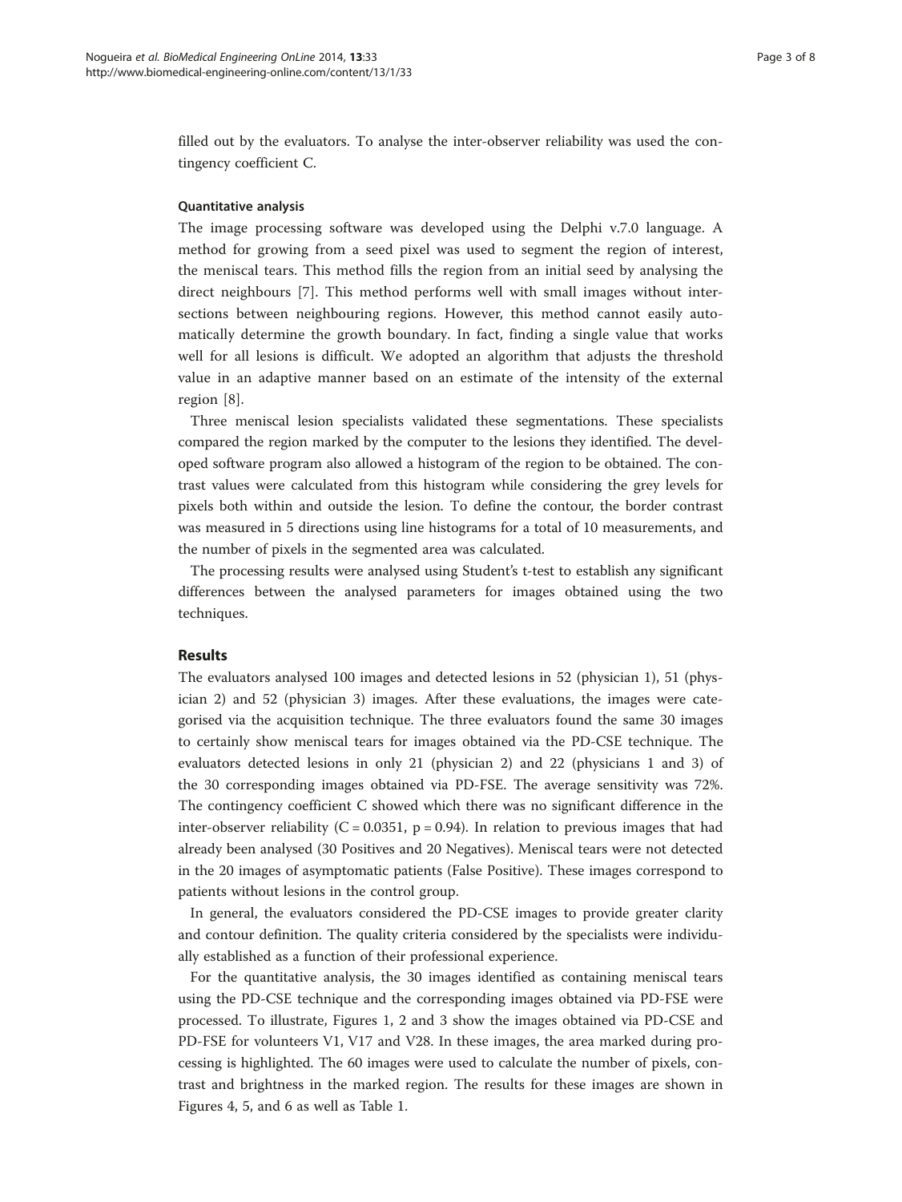filled out by the evaluators. To analyse the inter-observer reliability was used the contingency coefficient C.

#### Quantitative analysis

The image processing software was developed using the Delphi v.7.0 language. A method for growing from a seed pixel was used to segment the region of interest, the meniscal tears. This method fills the region from an initial seed by analysing the direct neighbours [7]. This method performs well with small images without intersections between neighbouring regions. However, this method cannot easily automatically determine the growth boundary. In fact, finding a single value that works well for all lesions is difficult. We adopted an algorithm that adjusts the threshold value in an adaptive manner based on an estimate of the intensity of the external region [8].

Three meniscal lesion specialists validated these segmentations. These specialists compared the region marked by the computer to the lesions they identified. The developed software program also allowed a histogram of the region to be obtained. The contrast values were calculated from this histogram while considering the grey levels for pixels both within and outside the lesion. To define the contour, the border contrast was measured in 5 directions using line histograms for a total of 10 measurements, and the number of pixels in the segmented area was calculated.

The processing results were analysed using Student's t-test to establish any significant differences between the analysed parameters for images obtained using the two techniques.

## Results

The evaluators analysed 100 images and detected lesions in 52 (physician 1), 51 (physician 2) and 52 (physician 3) images. After these evaluations, the images were categorised via the acquisition technique. The three evaluators found the same 30 images to certainly show meniscal tears for images obtained via the PD-CSE technique. The evaluators detected lesions in only 21 (physician 2) and 22 (physicians 1 and 3) of the 30 corresponding images obtained via PD-FSE. The average sensitivity was 72%. The contingency coefficient C showed which there was no significant difference in the inter-observer reliability ($C = 0.0351$, $p = 0.94$). In relation to previous images that had already been analysed (30 Positives and 20 Negatives). Meniscal tears were not detected in the 20 images of asymptomatic patients (False Positive). These images correspond to patients without lesions in the control group.

In general, the evaluators considered the PD-CSE images to provide greater clarity and contour definition. The quality criteria considered by the specialists were individually established as a function of their professional experience.

For the quantitative analysis, the 30 images identified as containing meniscal tears using the PD-CSE technique and the corresponding images obtained via PD-FSE were processed. To illustrate, Figures 1, 2 and 3 show the images obtained via PD-CSE and PD-FSE for volunteers V1, V17 and V28. In these images, the area marked during processing is highlighted. The 60 images were used to calculate the number of pixels, contrast and brightness in the marked region. The results for these images are shown in Figures 4, 5, and 6 as well as Table 1.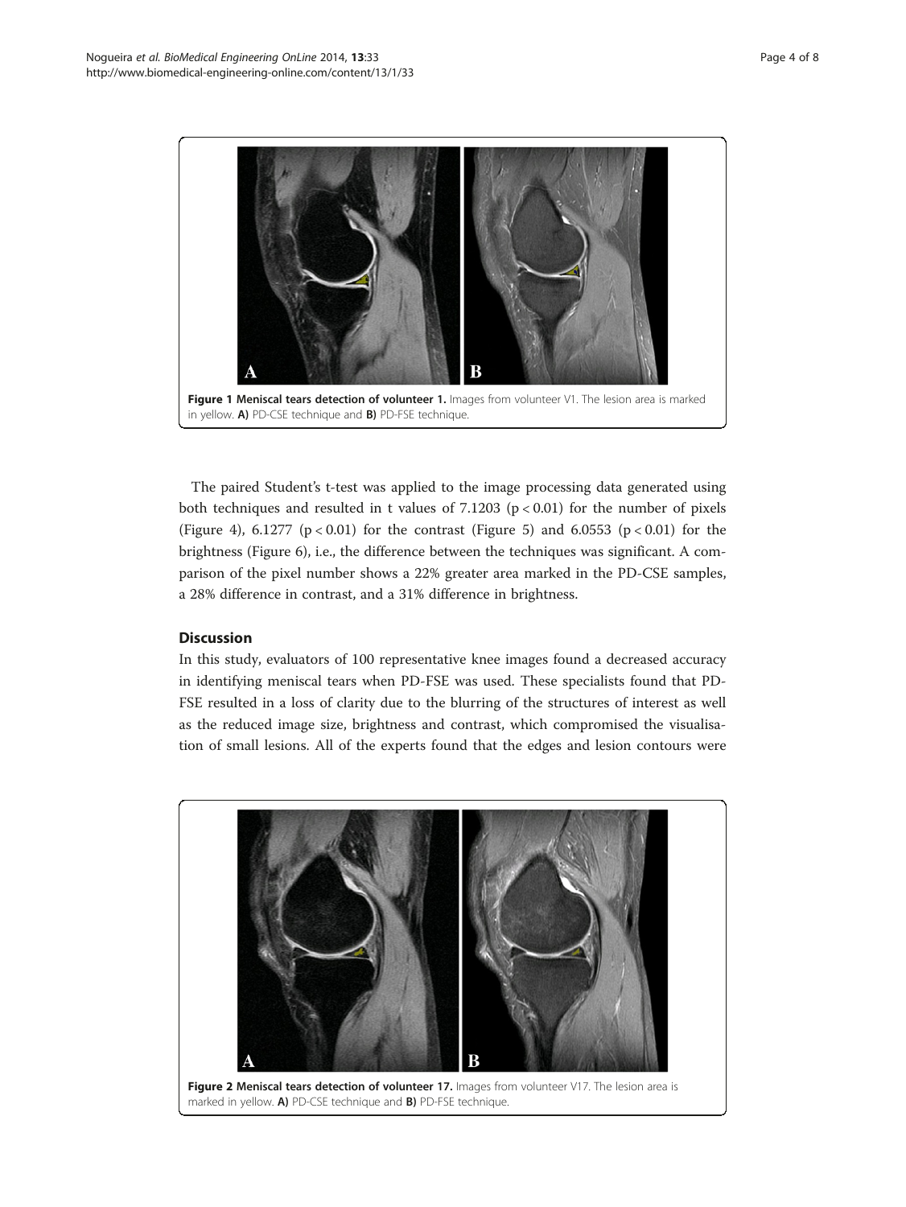Figure 1 Meniscal tears detection of volunteer 1. Images from volunteer V1. The lesion area is marked in yellow. **A)** PD-CSE technique and **B)** PD-FSE technique.

The paired Student's t-test was applied to the image processing data generated using both techniques and resulted in t values of 7.1203 ($p < 0.01$) for the number of pixels (Figure 4), 6.1277 ($p < 0.01$) for the contrast (Figure 5) and 6.0553 ($p < 0.01$) for the brightness (Figure 6), i.e., the difference between the techniques was significant. A comparison of the pixel number shows a 22% greater area marked in the PD-CSE samples, a 28% difference in contrast, and a 31% difference in brightness.

## Discussion

In this study, evaluators of 100 representative knee images found a decreased accuracy in identifying meniscal tears when PD-FSE was used. These specialists found that PD-FSE resulted in a loss of clarity due to the blurring of the structures of interest as well as the reduced image size, brightness and contrast, which compromised the visualisation of small lesions. All of the experts found that the edges and lesion contours were

Figure 2 Meniscal tears detection of volunteer 17. Images from volunteer V17. The lesion area is marked in yellow. **A)** PD-CSE technique and **B)** PD-FSE technique.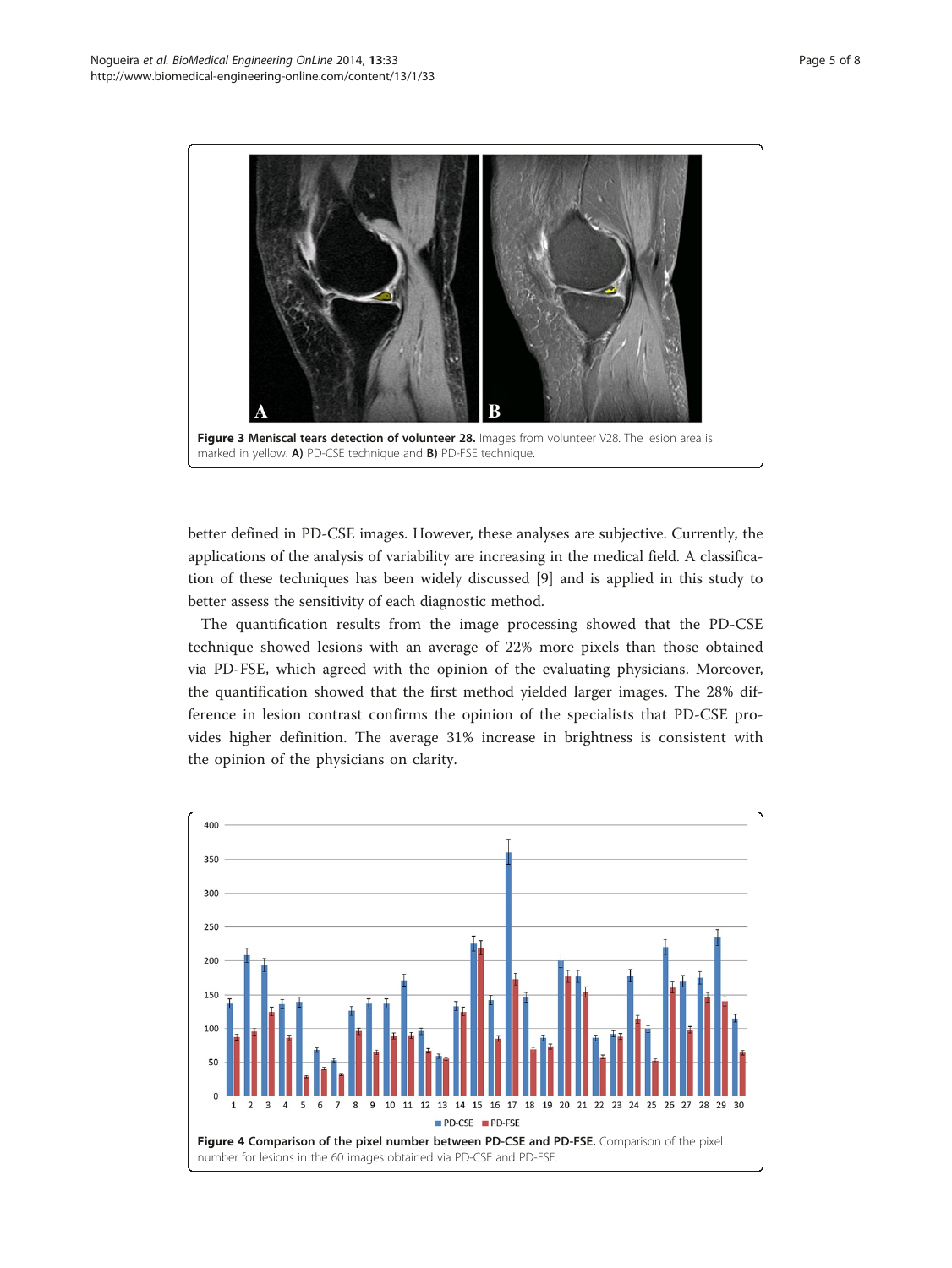**Figure 3 Meniscal tears detection of volunteer 28.** Images from volunteer V28. The lesion area is marked in yellow. **A)** PD-CSE technique and **B)** PD-FSE technique.

better defined in PD-CSE images. However, these analyses are subjective. Currently, the applications of the analysis of variability are increasing in the medical field. A classification of these techniques has been widely discussed [9] and is applied in this study to better assess the sensitivity of each diagnostic method.

The quantification results from the image processing showed that the PD-CSE technique showed lesions with an average of 22% more pixels than those obtained via PD-FSE, which agreed with the opinion of the evaluating physicians. Moreover, the quantification showed that the first method yielded larger images. The 28% difference in lesion contrast confirms the opinion of the specialists that PD-CSE provides higher definition. The average 31% increase in brightness is consistent with the opinion of the physicians on clarity.

**Figure 4 Comparison of the pixel number between PD-CSE and PD-FSE.** Comparison of the pixel number for lesions in the 60 images obtained via PD-CSE and PD-FSE.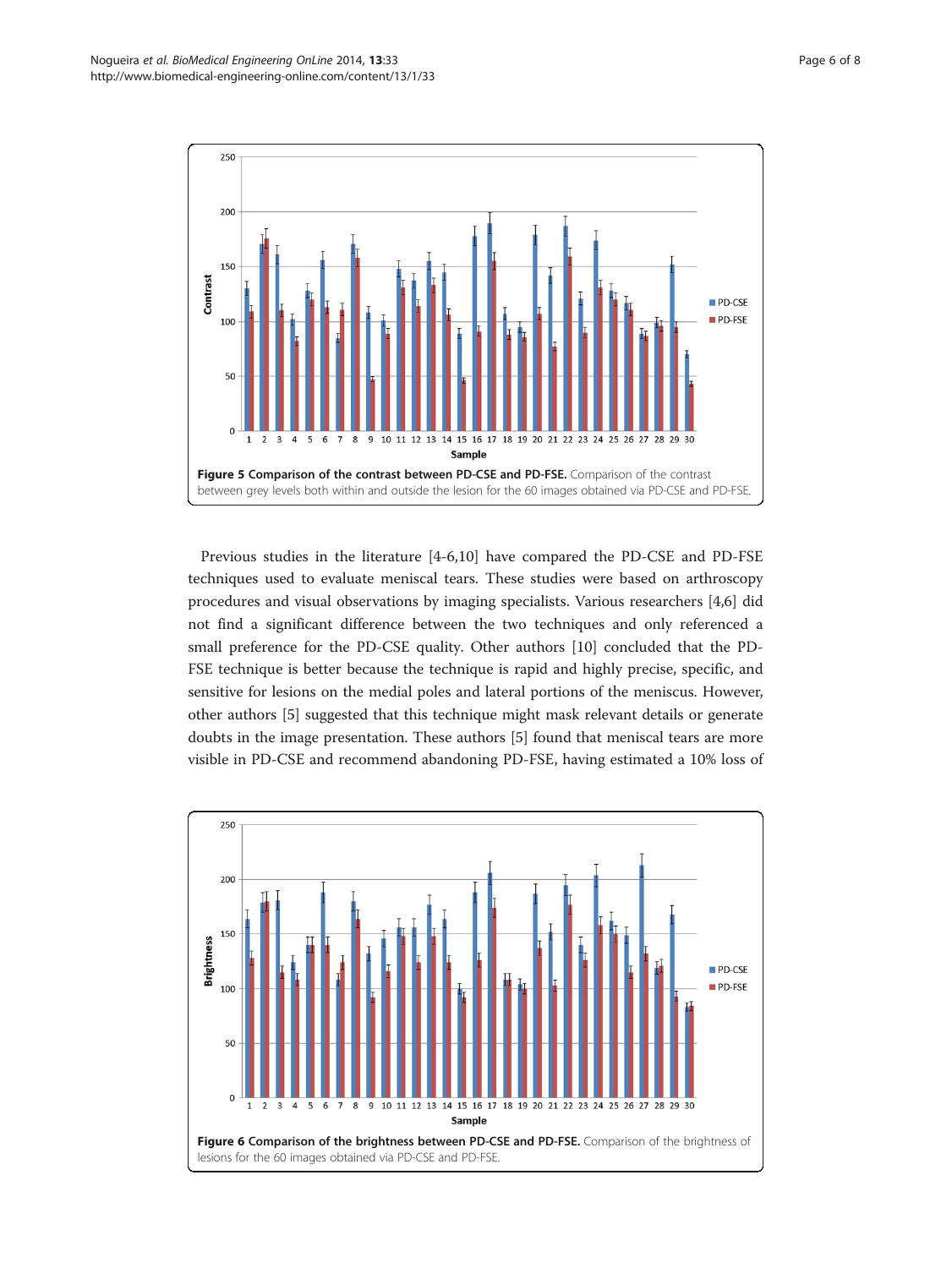**Figure 5 Comparison of the contrast between PD-CSE and PD-FSE.** Comparison of the contrast between grey levels both within and outside the lesion for the 60 images obtained via PD-CSE and PD-FSE.

Previous studies in the literature [4-6,10] have compared the PD-CSE and PD-FSE techniques used to evaluate meniscal tears. These studies were based on arthroscopy procedures and visual observations by imaging specialists. Various researchers [4,6] did not find a significant difference between the two techniques and only referenced a small preference for the PD-CSE quality. Other authors [10] concluded that the PD-FSE technique is better because the technique is rapid and highly precise, specific, and sensitive for lesions on the medial poles and lateral portions of the meniscus. However, other authors [5] suggested that this technique might mask relevant details or generate doubts in the image presentation. These authors [5] found that meniscal tears are more visible in PD-CSE and recommend abandoning PD-FSE, having estimated a 10% loss of

**Figure 6 Comparison of the brightness between PD-CSE and PD-FSE.** Comparison of the brightness of lesions for the 60 images obtained via PD-CSE and PD-FSE.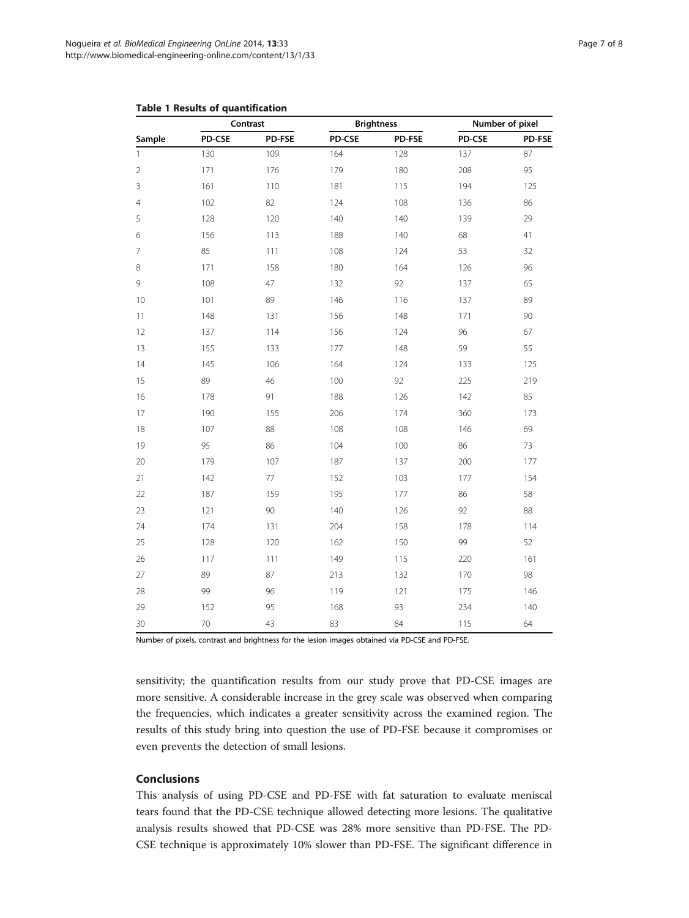**Table 1 Results of quantification**

| Sample | Contrast | | Brightness | | Number of pixel | |
|---|---|---|---|---|---|---|
| | PD-CSE | PD-FSE | PD-CSE | PD-FSE | PD-CSE | PD-FSE |
| 1 | 130 | 109 | 164 | 128 | 137 | 87 |
| 2 | 171 | 176 | 179 | 180 | 208 | 95 |
| 3 | 161 | 110 | 181 | 115 | 194 | 125 |
| 4 | 102 | 82 | 124 | 108 | 136 | 86 |
| 5 | 128 | 120 | 140 | 140 | 139 | 29 |
| 6 | 156 | 113 | 188 | 140 | 68 | 41 |
| 7 | 85 | 111 | 108 | 124 | 53 | 32 |
| 8 | 171 | 158 | 180 | 164 | 126 | 96 |
| 9 | 108 | 47 | 132 | 92 | 137 | 65 |
| 10 | 101 | 89 | 146 | 116 | 137 | 89 |
| 11 | 148 | 131 | 156 | 148 | 171 | 90 |
| 12 | 137 | 114 | 156 | 124 | 96 | 67 |
| 13 | 155 | 133 | 177 | 148 | 59 | 55 |
| 14 | 145 | 106 | 164 | 124 | 133 | 125 |
| 15 | 89 | 46 | 100 | 92 | 225 | 219 |
| 16 | 178 | 91 | 188 | 126 | 142 | 85 |
| 17 | 190 | 155 | 206 | 174 | 360 | 173 |
| 18 | 107 | 88 | 108 | 108 | 146 | 69 |
| 19 | 95 | 86 | 104 | 100 | 86 | 73 |
| 20 | 179 | 107 | 187 | 137 | 200 | 177 |
| 21 | 142 | 77 | 152 | 103 | 177 | 154 |
| 22 | 187 | 159 | 195 | 177 | 86 | 58 |
| 23 | 121 | 90 | 140 | 126 | 92 | 88 |
| 24 | 174 | 131 | 204 | 158 | 178 | 114 |
| 25 | 128 | 120 | 162 | 150 | 99 | 52 |
| 26 | 117 | 111 | 149 | 115 | 220 | 161 |
| 27 | 89 | 87 | 213 | 132 | 170 | 98 |
| 28 | 99 | 96 | 119 | 121 | 175 | 146 |
| 29 | 152 | 95 | 168 | 93 | 234 | 140 |
| 30 | 70 | 43 | 83 | 84 | 115 | 64 |

Number of pixels, contrast and brightness for the lesion images obtained via PD-CSE and PD-FSE.

sensitivity; the quantification results from our study prove that PD-CSE images are more sensitive. A considerable increase in the grey scale was observed when comparing the frequencies, which indicates a greater sensitivity across the examined region. The results of this study bring into question the use of PD-FSE because it compromises or even prevents the detection of small lesions.

## Conclusions

This analysis of using PD-CSE and PD-FSE with fat saturation to evaluate meniscal tears found that the PD-CSE technique allowed detecting more lesions. The qualitative analysis results showed that PD-CSE was 28% more sensitive than PD-FSE. The PD-CSE technique is approximately 10% slower than PD-FSE. The significant difference in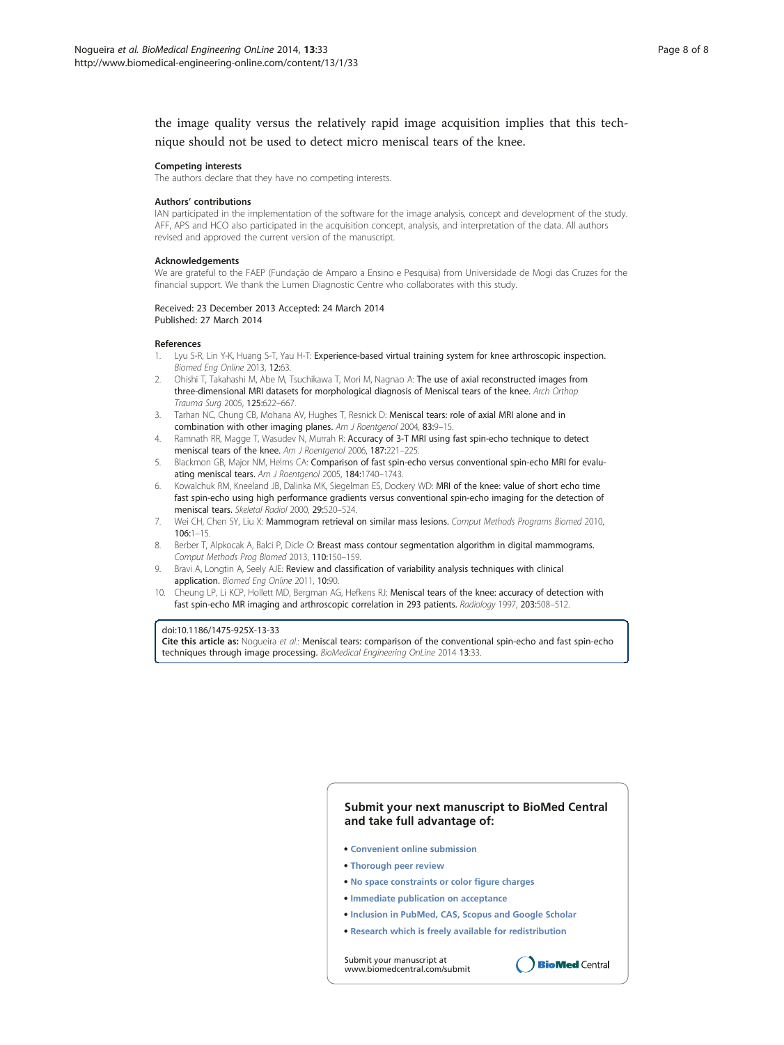the image quality versus the relatively rapid image acquisition implies that this technique should not be used to detect micro meniscal tears of the knee.

#### Competing interests

The authors declare that they have no competing interests.

#### Authors' contributions

IAN participated in the implementation of the software for the image analysis, concept and development of the study. AFF, APS and HCO also participated in the acquisition concept, analysis, and interpretation of the data. All authors revised and approved the current version of the manuscript.

#### Acknowledgements

We are grateful to the FAEP (Fundação de Amparo a Ensino e Pesquisa) from Universidade de Mogi das Cruzes for the financial support. We thank the Lumen Diagnostic Centre who collaborates with this study.

Received: 23 December 2013 Accepted: 24 March 2014
Published: 27 March 2014

#### References

1. Lyu S-R, Lin Y-K, Huang S-T, Yau H-T: **Experience-based virtual training system for knee arthroscopic inspection.** *Biomed Eng Online* 2013, **12:**63.
2. Ohishi T, Takahashi M, Abe M, Tsuchikawa T, Mori M, Nagnao A: **The use of axial reconstructed images from three-dimensional MRI datasets for morphological diagnosis of Meniscal tears of the knee.** *Arch Orthop Trauma Surg* 2005, **125:**622–667.
3. Tarhan NC, Chung CB, Mohana AV, Hughes T, Resnick D: **Meniscal tears: role of axial MRI alone and in combination with other imaging planes.** *Am J Roentgenol* 2004, **83:**9–15.
4. Ramnath RR, Magge T, Wasudev N, Murrah R: **Accuracy of 3-T MRI using fast spin-echo technique to detect meniscal tears of the knee.** *Am J Roentgenol* 2006, **187:**221–225.
5. Blackmon GB, Major NM, Helms CA: **Comparison of fast spin-echo versus conventional spin-echo MRI for evaluating meniscal tears.** *Am J Roentgenol* 2005, **184:**1740–1743.
6. Kowalchuk RM, Kneeland JB, Dalinka MK, Siegelman ES, Dockery WD: **MRI of the knee: value of short echo time fast spin-echo using high performance gradients versus conventional spin-echo imaging for the detection of meniscal tears.** *Skeletal Radiol* 2000, **29:**520–524.
7. Wei CH, Chen SY, Liu X: **Mammogram retrieval on similar mass lesions.** *Comput Methods Programs Biomed* 2010, **106:**1–15.
8. Berber T, Alpkocak A, Balci P, Dicle O: **Breast mass contour segmentation algorithm in digital mammograms.** *Comput Methods Prog Biomed* 2013, **110:**150–159.
9. Bravi A, Longtin A, Seely AJE: **Review and classification of variability analysis techniques with clinical application.** *Biomed Eng Online* 2011, **10:**90.
10. Cheung LP, Li KCP, Hollett MD, Bergman AG, Hefkens RJ: **Meniscal tears of the knee: accuracy of detection with fast spin-echo MR imaging and arthroscopic correlation in 293 patients.** *Radiology* 1997, **203:**508–512.

doi:10.1186/1475-925X-13-33
**Cite this article as:** Nogueira *et al.*: Meniscal tears: comparison of the conventional spin-echo and fast spin-echo techniques through image processing. *BioMedical Engineering OnLine* 2014 **13**:33.

**Submit your next manuscript to BioMed Central and take full advantage of:**

- **Convenient online submission**
- **Thorough peer review**
- **No space constraints or color figure charges**
- **Immediate publication on acceptance**
- **Inclusion in PubMed, CAS, Scopus and Google Scholar**
- **Research which is freely available for redistribution**

Submit your manuscript at
www.biomedcentral.com/submit

BioMed Central